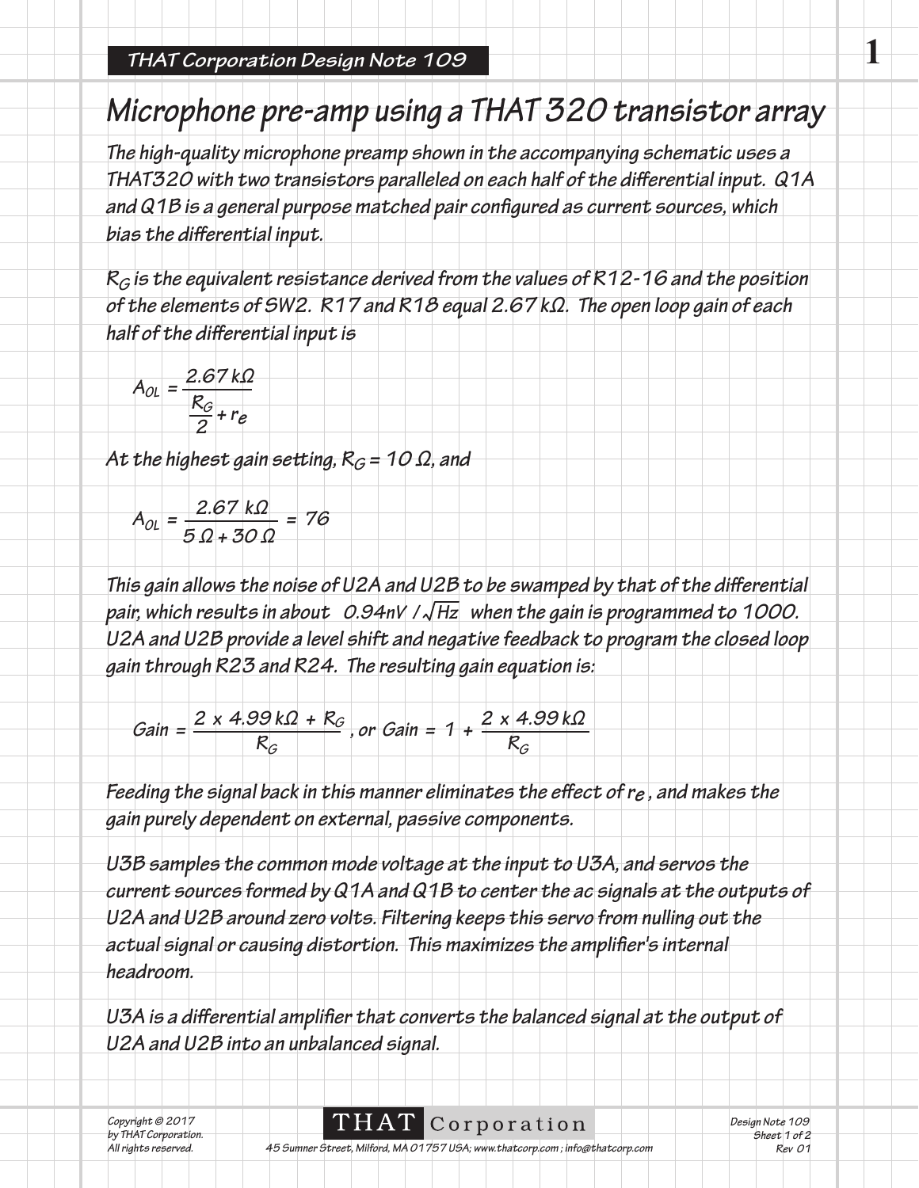# Microphone pre-amp using a THAT 320 transistor array

The high-quality microphone preamp shown in the accompanying schematic uses a THAT320 with two transistors paralleled on each half of the differential input. Q1A and Q1B is a general purpose matched pair configured as current sources, which bias the differential input.

$R_G$ is the equivalent resistance derived from the values of R12-16 and the position of the elements of SW2. R17 and R18 equal 2.67 kΩ. The open loop gain of each half of the differential input is

$$A_{OL} = \frac{2.67\,k\Omega}{\frac{R_G}{2} + r_e}$$

At the highest gain setting, $R_G = 10\ \Omega$, and

$$A_{OL} = \frac{2.67\ k\Omega}{5\ \Omega + 30\ \Omega} = 76$$

This gain allows the noise of U2A and U2B to be swamped by that of the differential pair, which results in about $0.94nV/\sqrt{Hz}$ when the gain is programmed to 1000. U2A and U2B provide a level shift and negative feedback to program the closed loop gain through R23 and R24. The resulting gain equation is:

$$Gain = \frac{2 \times 4.99\,k\Omega + R_G}{R_G}, \text{ or } Gain = 1 + \frac{2 \times 4.99\,k\Omega}{R_G}$$

Feeding the signal back in this manner eliminates the effect of $r_e$, and makes the gain purely dependent on external, passive components.

U3B samples the common mode voltage at the input to U3A, and servos the current sources formed by Q1A and Q1B to center the ac signals at the outputs of U2A and U2B around zero volts. Filtering keeps this servo from nulling out the actual signal or causing distortion. This maximizes the amplifier's internal headroom.

U3A is a differential amplifier that converts the balanced signal at the output of U2A and U2B into an unbalanced signal.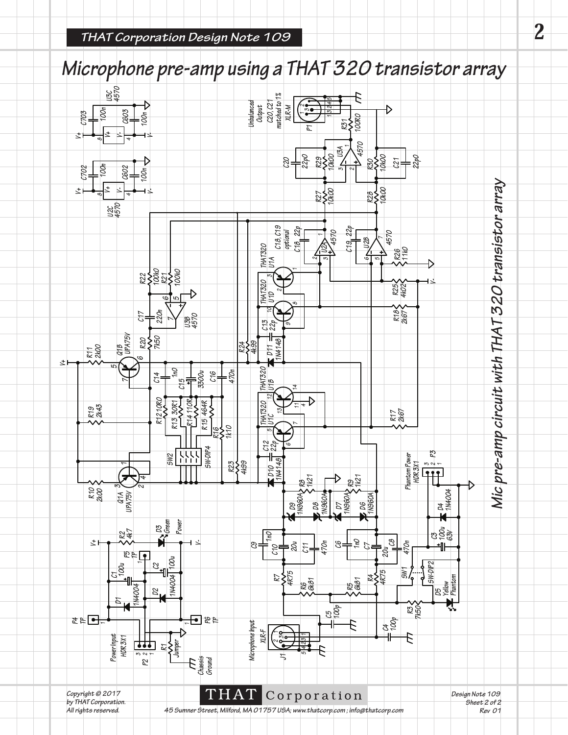# Microphone pre-amp using a THAT 320 transistor array

V+
R11
2k00
Q1B
UPA75V
5
6
7
R20
7k50
C17
220n
R22
100k0
R21
100k0
6
5
7
U3B
4570
R19
2k43
C14
1n0
C15
3300u
C16
470n
R12 10R0
R13 30R1
R14 110R
R15 464R
R16
1k10
SW2
SW-DIP4
R10
2k00
Q1A
UPA75V
1
2
3
4
R23
4k99
R24
4k99

V+
C703
100n
8
V+
V-
4
C603
100n
V-
U3C
4570

V+
C702
100n
8
V+
V-
4
C602
100n
V-
U2C
4570

Unbalanced
Output
C20, C21
matched to 1%
XLR-M
P1
1 2
3
1 3 2 4 5
R31
100R0
C20
22p0
R29
10k00
U3A
4570
3
2
1
R30
10k00
C21
22p0
R27
10k00
R28
10k00

C18, C19
optional
C18
22p
2
3
1
U2A
4570
C19
22p
6
5
7
U2B
4570
R26
11k0
V-
R25
4k02
R18
2k67

THAT320
U1A
3
1
2
THAT320
U1D
10
8
9
C13
22p
D11
1N4148
THAT320
U1B
12
14
11
4
THAT320
U1C
13
5
7
6
C12
22p
D10
1N4148
R17
2k67

R8
1k21
R9
1k21
D9
1N960A
D8
1N960A
D7
1N960A
D6
1N960A
C9
1n0
C10
20u
C11
470n
C6
1n0
C7
20u
C8
470n
R7
4R75
R6
6k81
R5
6k81
R4
4R75
C5
100p
C4
100p

Microphone Input
XLR-F
J1
2 3 1
5 4 2 3 1

Phantom Power
HDR3X1
P3
3
2
1
D4
1N4004
C3
100u
63V
SW1
SW-DIP2
D5
Yellow
Phantom
R3
7k50

V+
R2
4k7
D3
Green
Power
V-
P5
TP
1
C1
100u
C2
100u
D1
1N4004
D2
1N4004
P4
TP
1
P6
TP
1
Power Input
HDR3X1
P2
3 2 1
R1
Jumper
Chassis
Ground

Mic pre-amp circuit with THAT 320 transistor array

Copyright © 2017
by THAT Corporation.
All rights reserved.

THAT Corporation
45 Sumner Street, Milford, MA 01757 USA; www.thatcorp.com ; info@thatcorp.com

Design Note 109
Sheet 2 of 2
Rev 01